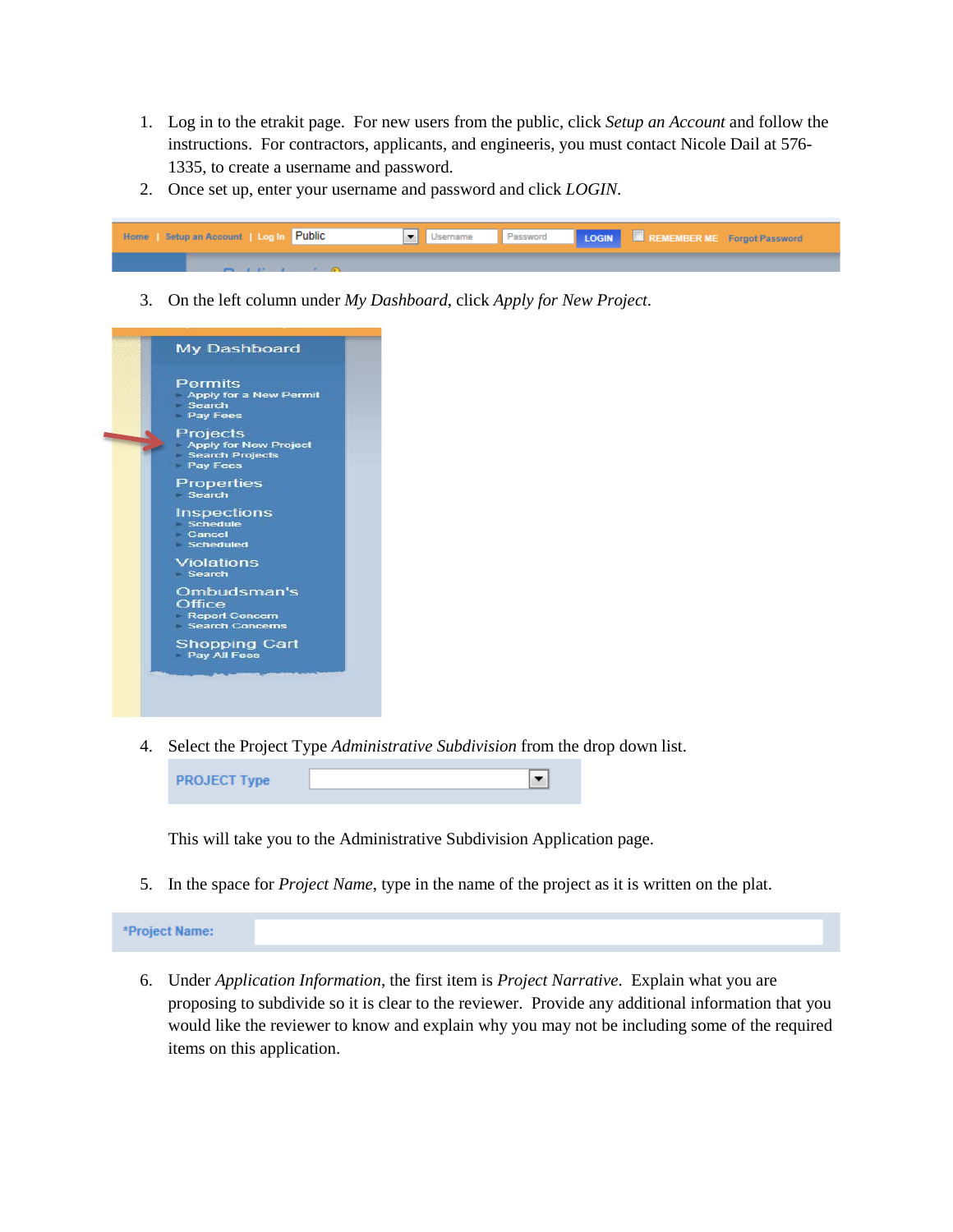1. Log in to the etrakit page. For new users from the public, click *Setup an Account* and follow the instructions. For contractors, applicants, and engineeris, you must contact Nicole Dail at 576-1335, to create a username and password.
2. Once set up, enter your username and password and click *LOGIN*.

3. On the left column under *My Dashboard*, click *Apply for New Project*.

4. Select the Project Type *Administrative Subdivision* from the drop down list.

   This will take you to the Administrative Subdivision Application page.

5. In the space for *Project Name*, type in the name of the project as it is written on the plat.

6. Under *Application Information*, the first item is *Project Narrative*. Explain what you are proposing to subdivide so it is clear to the reviewer. Provide any additional information that you would like the reviewer to know and explain why you may not be including some of the required items on this application.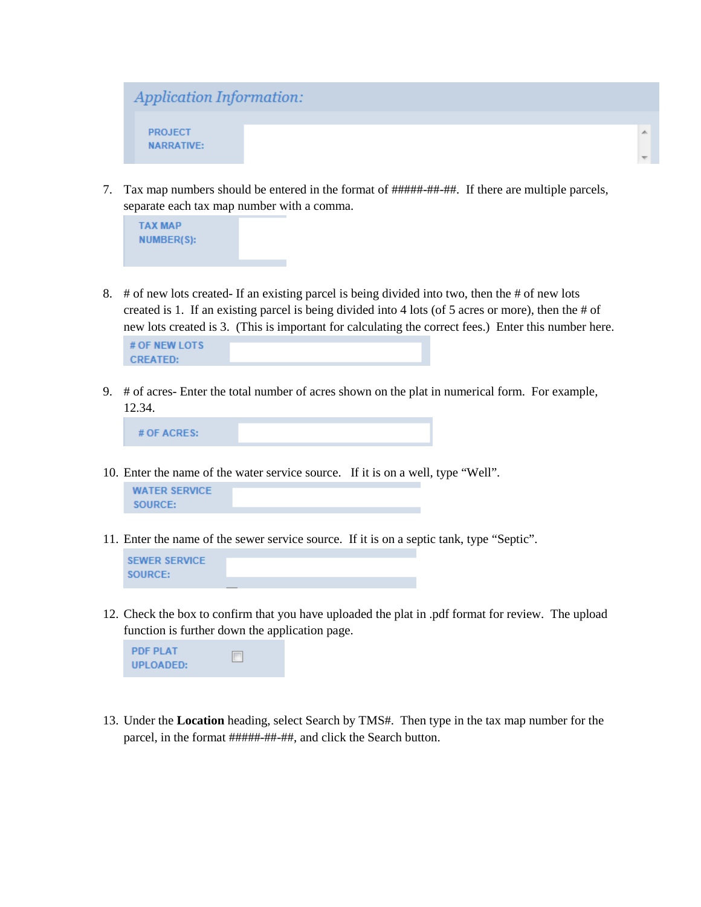*Application Information:*

PROJECT NARRATIVE:

7. Tax map numbers should be entered in the format of #####-##-##. If there are multiple parcels, separate each tax map number with a comma.

TAX MAP NUMBER(S):

8. # of new lots created- If an existing parcel is being divided into two, then the # of new lots created is 1. If an existing parcel is being divided into 4 lots (of 5 acres or more), then the # of new lots created is 3. (This is important for calculating the correct fees.) Enter this number here.

# OF NEW LOTS CREATED:

9. # of acres- Enter the total number of acres shown on the plat in numerical form. For example, 12.34.

# OF ACRES:

10. Enter the name of the water service source. If it is on a well, type "Well".

WATER SERVICE SOURCE:

11. Enter the name of the sewer service source. If it is on a septic tank, type "Septic".

SEWER SERVICE SOURCE:

12. Check the box to confirm that you have uploaded the plat in .pdf format for review. The upload function is further down the application page.

PDF PLAT UPLOADED: ☐

13. Under the **Location** heading, select Search by TMS#. Then type in the tax map number for the parcel, in the format #####-##-##, and click the Search button.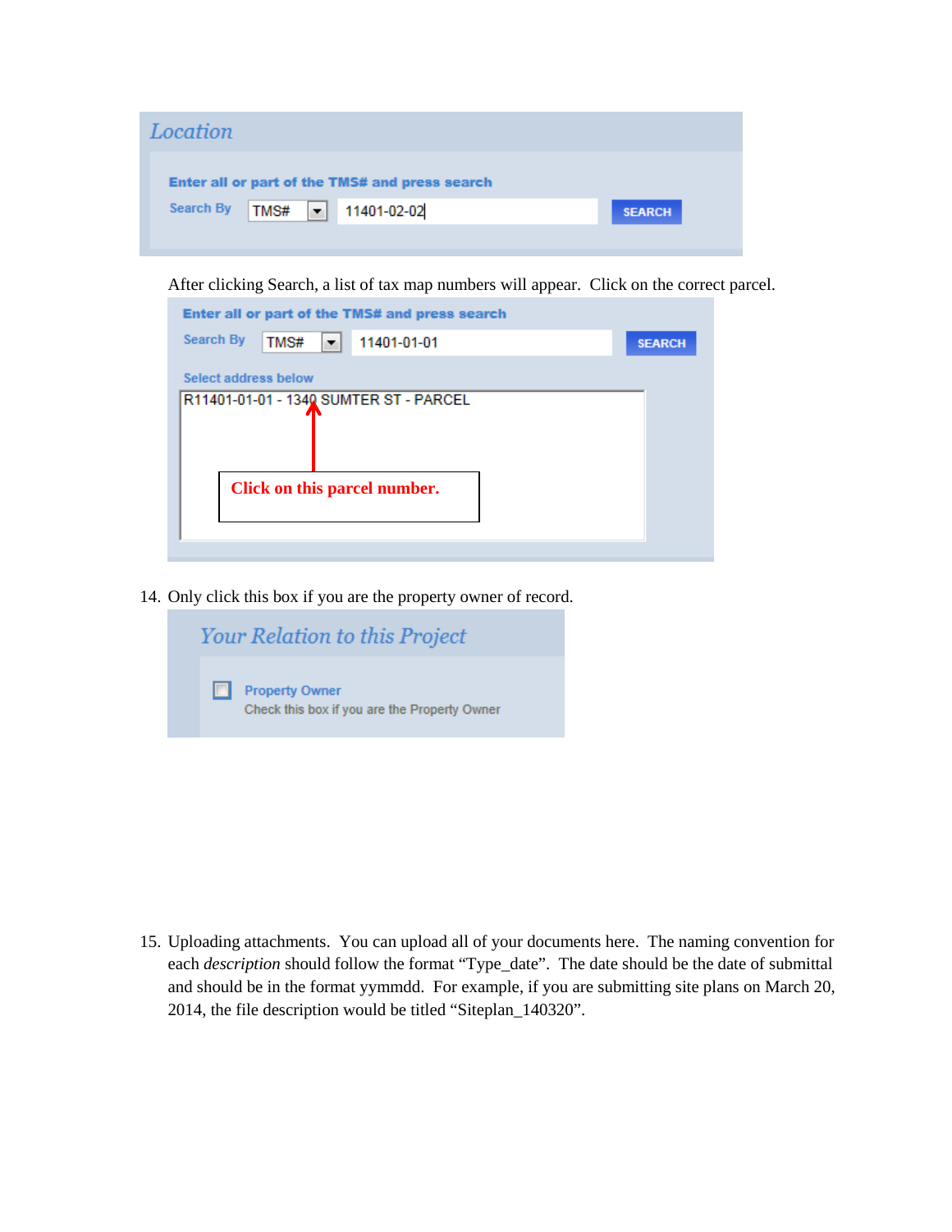**Location**

Enter all or part of the TMS# and press search

Search By TMS# 11401-02-02 SEARCH

After clicking Search, a list of tax map numbers will appear. Click on the correct parcel.

Enter all or part of the TMS# and press search

Search By TMS# 11401-01-01 SEARCH

Select address below

R11401-01-01 - 1340 SUMTER ST - PARCEL

Click on this parcel number.

14. Only click this box if you are the property owner of record.

**Your Relation to this Project**

Property Owner
Check this box if you are the Property Owner

15. Uploading attachments. You can upload all of your documents here. The naming convention for each *description* should follow the format "Type_date". The date should be the date of submittal and should be in the format yymmdd. For example, if you are submitting site plans on March 20, 2014, the file description would be titled "Siteplan_140320".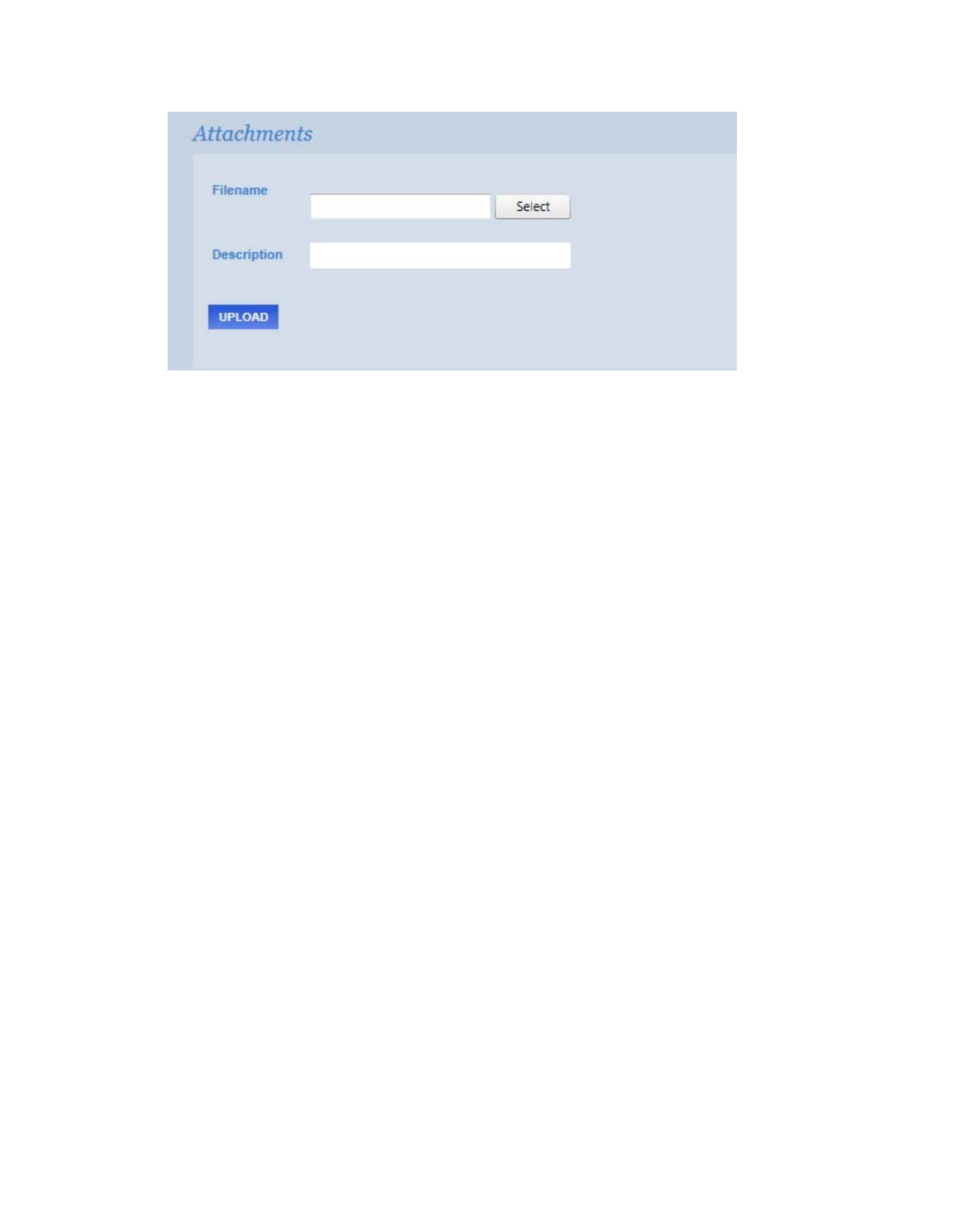## *Attachments*

**Filename** [ ] Select

**Description** [ ]

**UPLOAD**